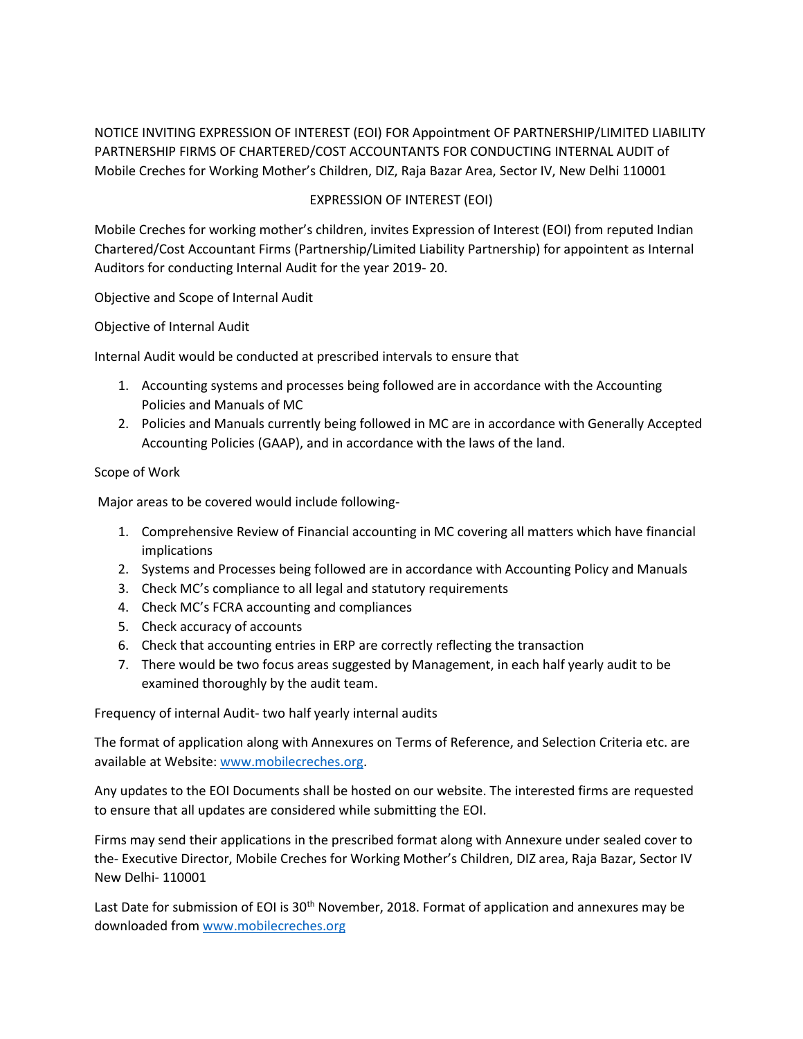NOTICE INVITING EXPRESSION OF INTEREST (EOI) FOR Appointment OF PARTNERSHIP/LIMITED LIABILITY PARTNERSHIP FIRMS OF CHARTERED/COST ACCOUNTANTS FOR CONDUCTING INTERNAL AUDIT of Mobile Creches for Working Mother's Children, DIZ, Raja Bazar Area, Sector IV, New Delhi 110001

## EXPRESSION OF INTEREST (EOI)

Mobile Creches for working mother's children, invites Expression of Interest (EOI) from reputed Indian Chartered/Cost Accountant Firms (Partnership/Limited Liability Partnership) for appointent as Internal Auditors for conducting Internal Audit for the year 2019- 20.

Objective and Scope of Internal Audit

Objective of Internal Audit

Internal Audit would be conducted at prescribed intervals to ensure that

1. Accounting systems and processes being followed are in accordance with the Accounting Policies and Manuals of MC
2. Policies and Manuals currently being followed in MC are in accordance with Generally Accepted Accounting Policies (GAAP), and in accordance with the laws of the land.

Scope of Work

Major areas to be covered would include following-

1. Comprehensive Review of Financial accounting in MC covering all matters which have financial implications
2. Systems and Processes being followed are in accordance with Accounting Policy and Manuals
3. Check MC's compliance to all legal and statutory requirements
4. Check MC's FCRA accounting and compliances
5. Check accuracy of accounts
6. Check that accounting entries in ERP are correctly reflecting the transaction
7. There would be two focus areas suggested by Management, in each half yearly audit to be examined thoroughly by the audit team.

Frequency of internal Audit- two half yearly internal audits

The format of application along with Annexures on Terms of Reference, and Selection Criteria etc. are available at Website: www.mobilecreches.org.

Any updates to the EOI Documents shall be hosted on our website. The interested firms are requested to ensure that all updates are considered while submitting the EOI.

Firms may send their applications in the prescribed format along with Annexure under sealed cover to the- Executive Director, Mobile Creches for Working Mother's Children, DIZ area, Raja Bazar, Sector IV New Delhi- 110001

Last Date for submission of EOI is 30th November, 2018. Format of application and annexures may be downloaded from www.mobilecreches.org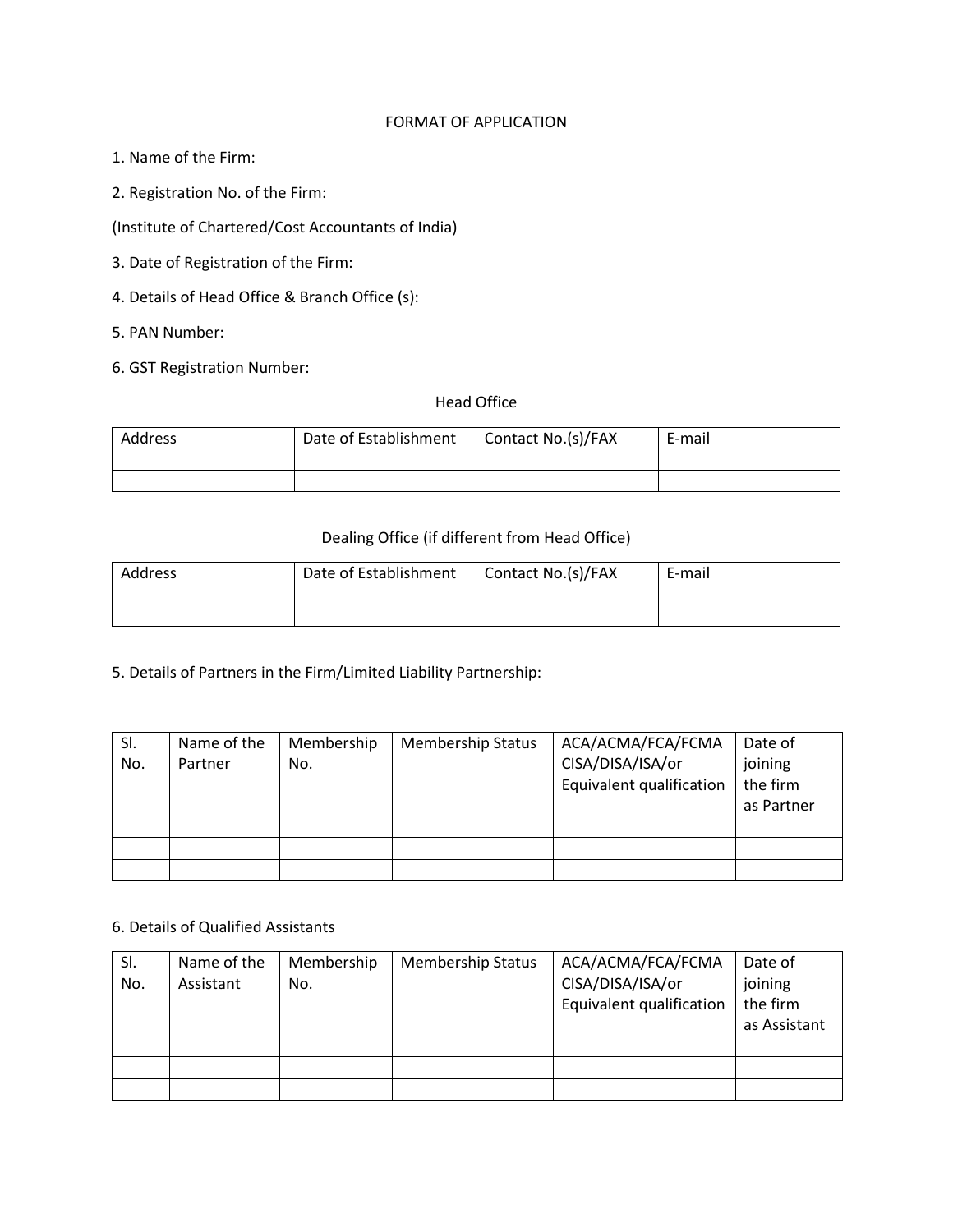FORMAT OF APPLICATION

1. Name of the Firm:

2. Registration No. of the Firm:

(Institute of Chartered/Cost Accountants of India)

3. Date of Registration of the Firm:

4. Details of Head Office & Branch Office (s):

5. PAN Number:

6. GST Registration Number:

Head Office

| Address | Date of Establishment | Contact No.(s)/FAX | E-mail |
|---|---|---|---|
| | | | |

Dealing Office (if different from Head Office)

| Address | Date of Establishment | Contact No.(s)/FAX | E-mail |
|---|---|---|---|
| | | | |

5. Details of Partners in the Firm/Limited Liability Partnership:

| Sl. No. | Name of the Partner | Membership No. | Membership Status | ACA/ACMA/FCA/FCMA CISA/DISA/ISA/or Equivalent qualification | Date of joining the firm as Partner |
|---|---|---|---|---|---|
| | | | | | |
| | | | | | |

6. Details of Qualified Assistants

| Sl. No. | Name of the Assistant | Membership No. | Membership Status | ACA/ACMA/FCA/FCMA CISA/DISA/ISA/or Equivalent qualification | Date of joining the firm as Assistant |
|---|---|---|---|---|---|
| | | | | | |
| | | | | | |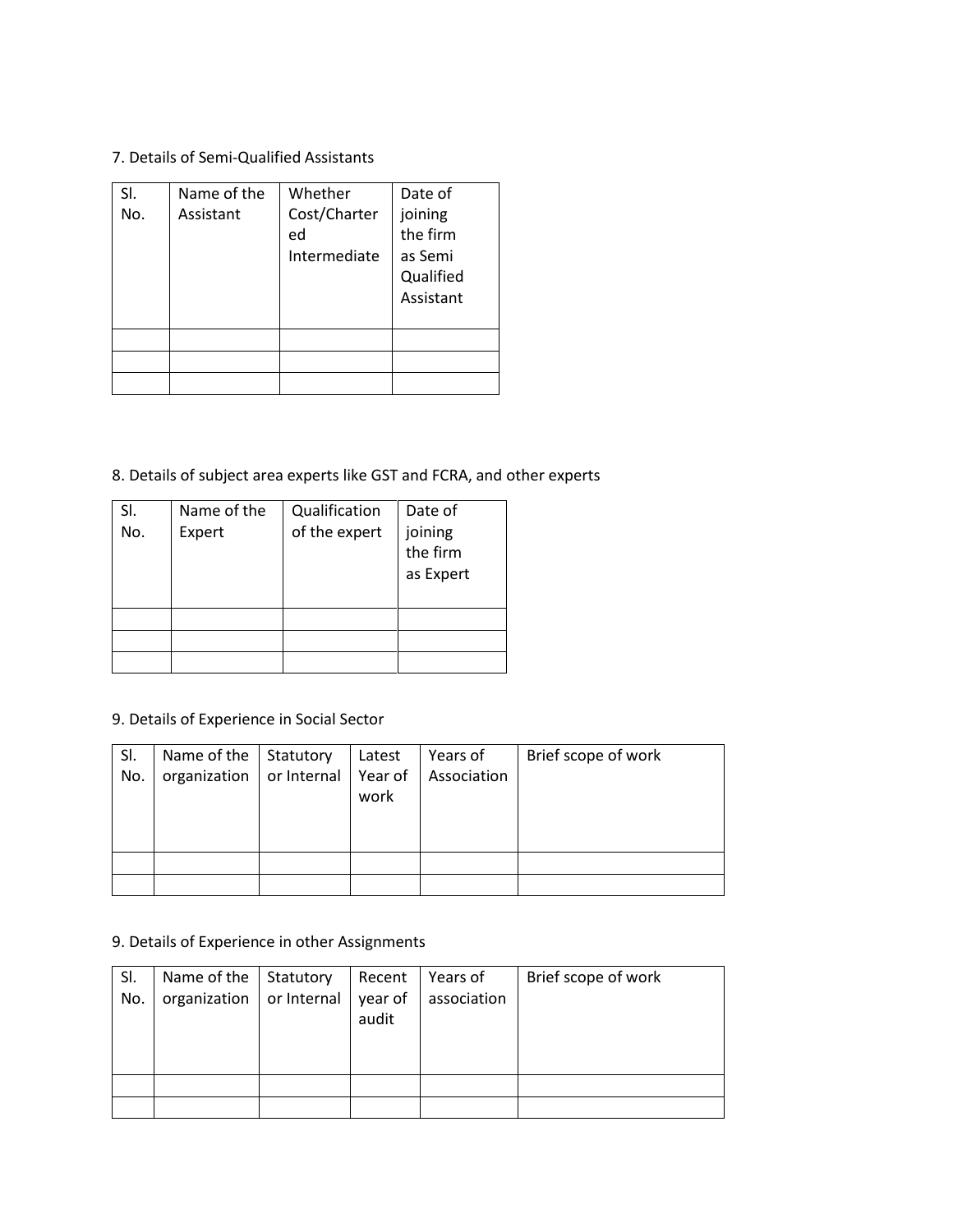7. Details of Semi-Qualified Assistants

| Sl. No. | Name of the Assistant | Whether Cost/Chartered Intermediate | Date of joining the firm as Semi Qualified Assistant |
|---|---|---|---|
| | | | |
| | | | |
| | | | |

8. Details of subject area experts like GST and FCRA, and other experts

| Sl. No. | Name of the Expert | Qualification of the expert | Date of joining the firm as Expert |
|---|---|---|---|
| | | | |
| | | | |
| | | | |

9. Details of Experience in Social Sector

| Sl. No. | Name of the organization | Statutory or Internal | Latest Year of work | Years of Association | Brief scope of work |
|---|---|---|---|---|---|
| | | | | | |
| | | | | | |

9. Details of Experience in other Assignments

| Sl. No. | Name of the organization | Statutory or Internal | Recent year of audit | Years of association | Brief scope of work |
|---|---|---|---|---|---|
| | | | | | |
| | | | | | |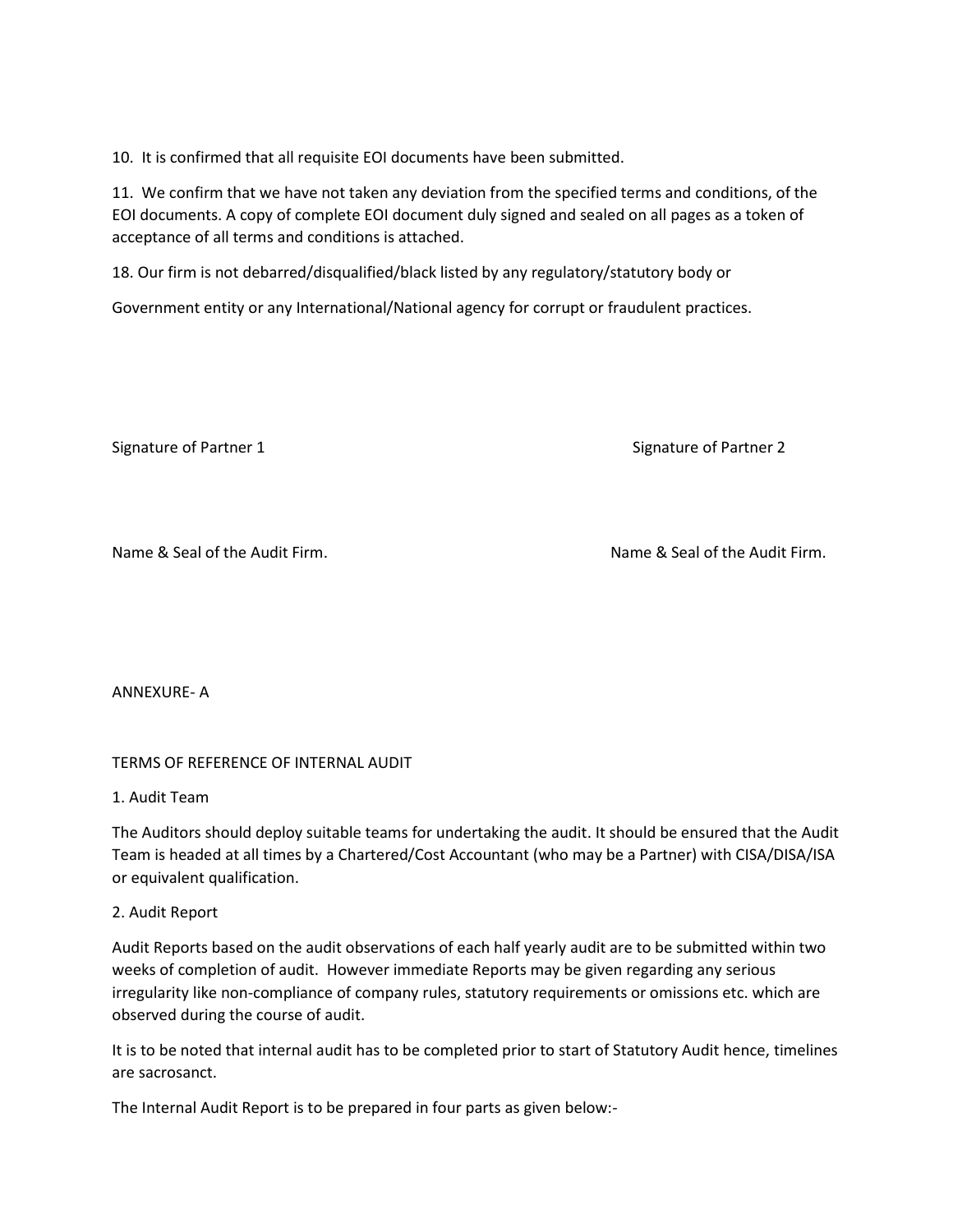10. It is confirmed that all requisite EOI documents have been submitted.

11. We confirm that we have not taken any deviation from the specified terms and conditions, of the EOI documents. A copy of complete EOI document duly signed and sealed on all pages as a token of acceptance of all terms and conditions is attached.

18. Our firm is not debarred/disqualified/black listed by any regulatory/statutory body or

Government entity or any International/National agency for corrupt or fraudulent practices.

Signature of Partner 1 Signature of Partner 2

Name & Seal of the Audit Firm. Name & Seal of the Audit Firm.

ANNEXURE- A

TERMS OF REFERENCE OF INTERNAL AUDIT

1. Audit Team

The Auditors should deploy suitable teams for undertaking the audit. It should be ensured that the Audit Team is headed at all times by a Chartered/Cost Accountant (who may be a Partner) with CISA/DISA/ISA or equivalent qualification.

2. Audit Report

Audit Reports based on the audit observations of each half yearly audit are to be submitted within two weeks of completion of audit. However immediate Reports may be given regarding any serious irregularity like non-compliance of company rules, statutory requirements or omissions etc. which are observed during the course of audit.

It is to be noted that internal audit has to be completed prior to start of Statutory Audit hence, timelines are sacrosanct.

The Internal Audit Report is to be prepared in four parts as given below:-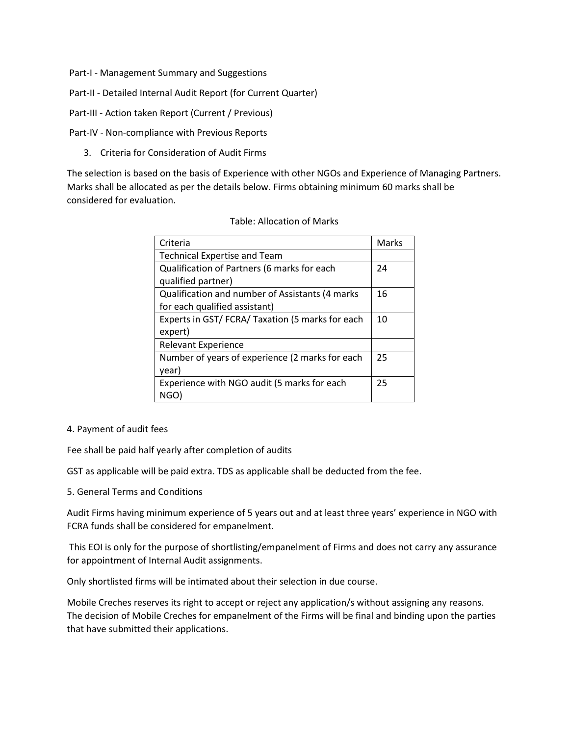Part-I - Management Summary and Suggestions

Part-II - Detailed Internal Audit Report (for Current Quarter)

Part-III - Action taken Report (Current / Previous)

Part-IV - Non-compliance with Previous Reports

3. Criteria for Consideration of Audit Firms

The selection is based on the basis of Experience with other NGOs and Experience of Managing Partners. Marks shall be allocated as per the details below. Firms obtaining minimum 60 marks shall be considered for evaluation.

Table: Allocation of Marks

| Criteria | Marks |
|---|---|
| Technical Expertise and Team | |
| Qualification of Partners (6 marks for each qualified partner) | 24 |
| Qualification and number of Assistants (4 marks for each qualified assistant) | 16 |
| Experts in GST/ FCRA/ Taxation (5 marks for each expert) | 10 |
| Relevant Experience | |
| Number of years of experience (2 marks for each year) | 25 |
| Experience with NGO audit (5 marks for each NGO) | 25 |

4. Payment of audit fees

Fee shall be paid half yearly after completion of audits

GST as applicable will be paid extra. TDS as applicable shall be deducted from the fee.

5. General Terms and Conditions

Audit Firms having minimum experience of 5 years out and at least three years' experience in NGO with FCRA funds shall be considered for empanelment.

This EOI is only for the purpose of shortlisting/empanelment of Firms and does not carry any assurance for appointment of Internal Audit assignments.

Only shortlisted firms will be intimated about their selection in due course.

Mobile Creches reserves its right to accept or reject any application/s without assigning any reasons. The decision of Mobile Creches for empanelment of the Firms will be final and binding upon the parties that have submitted their applications.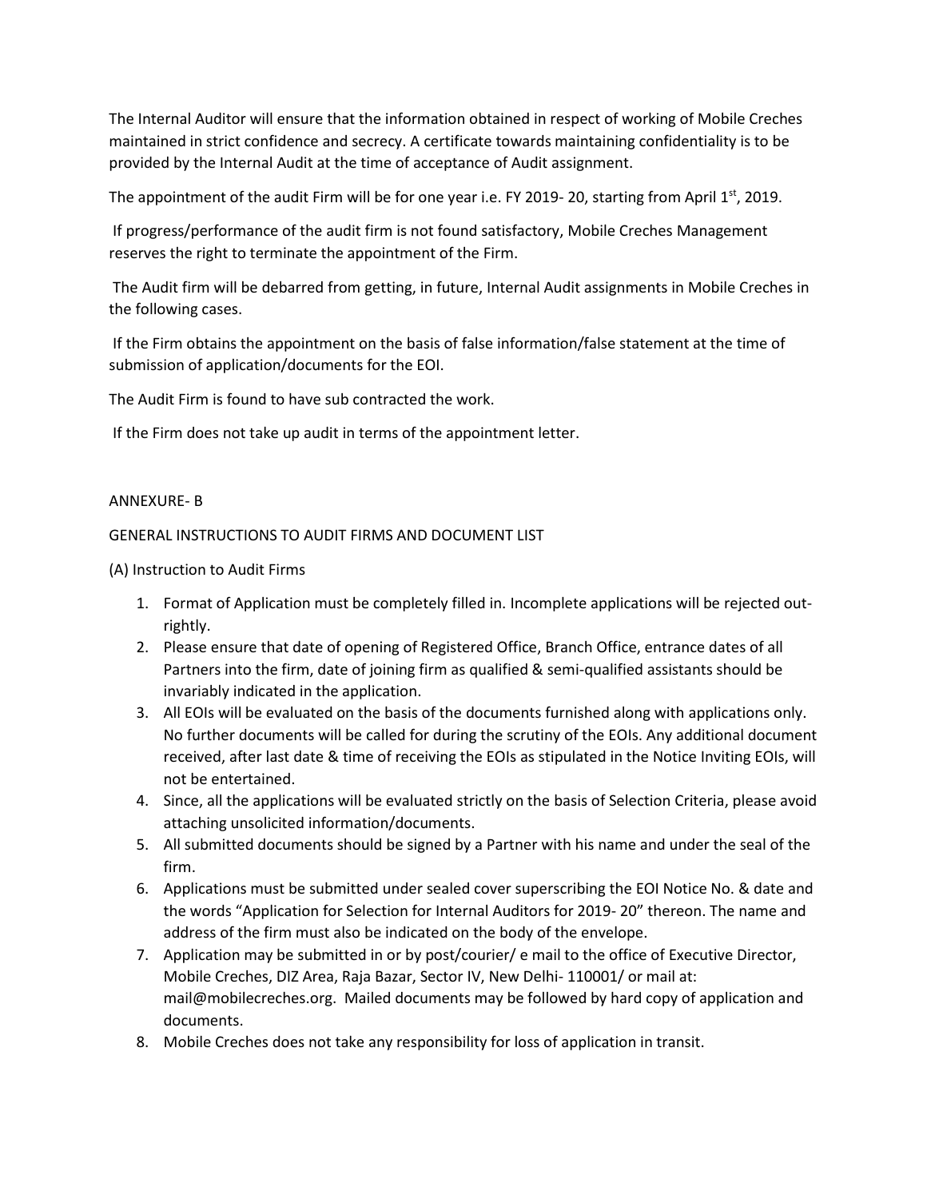The Internal Auditor will ensure that the information obtained in respect of working of Mobile Creches maintained in strict confidence and secrecy. A certificate towards maintaining confidentiality is to be provided by the Internal Audit at the time of acceptance of Audit assignment.

The appointment of the audit Firm will be for one year i.e. FY 2019- 20, starting from April 1st, 2019.

If progress/performance of the audit firm is not found satisfactory, Mobile Creches Management reserves the right to terminate the appointment of the Firm.

The Audit firm will be debarred from getting, in future, Internal Audit assignments in Mobile Creches in the following cases.

If the Firm obtains the appointment on the basis of false information/false statement at the time of submission of application/documents for the EOI.

The Audit Firm is found to have sub contracted the work.

If the Firm does not take up audit in terms of the appointment letter.

ANNEXURE- B

GENERAL INSTRUCTIONS TO AUDIT FIRMS AND DOCUMENT LIST

(A) Instruction to Audit Firms

1. Format of Application must be completely filled in. Incomplete applications will be rejected out-rightly.
2. Please ensure that date of opening of Registered Office, Branch Office, entrance dates of all Partners into the firm, date of joining firm as qualified & semi-qualified assistants should be invariably indicated in the application.
3. All EOIs will be evaluated on the basis of the documents furnished along with applications only. No further documents will be called for during the scrutiny of the EOIs. Any additional document received, after last date & time of receiving the EOIs as stipulated in the Notice Inviting EOIs, will not be entertained.
4. Since, all the applications will be evaluated strictly on the basis of Selection Criteria, please avoid attaching unsolicited information/documents.
5. All submitted documents should be signed by a Partner with his name and under the seal of the firm.
6. Applications must be submitted under sealed cover superscribing the EOI Notice No. & date and the words "Application for Selection for Internal Auditors for 2019- 20" thereon. The name and address of the firm must also be indicated on the body of the envelope.
7. Application may be submitted in or by post/courier/ e mail to the office of Executive Director, Mobile Creches, DIZ Area, Raja Bazar, Sector IV, New Delhi- 110001/ or mail at: mail@mobilecreches.org. Mailed documents may be followed by hard copy of application and documents.
8. Mobile Creches does not take any responsibility for loss of application in transit.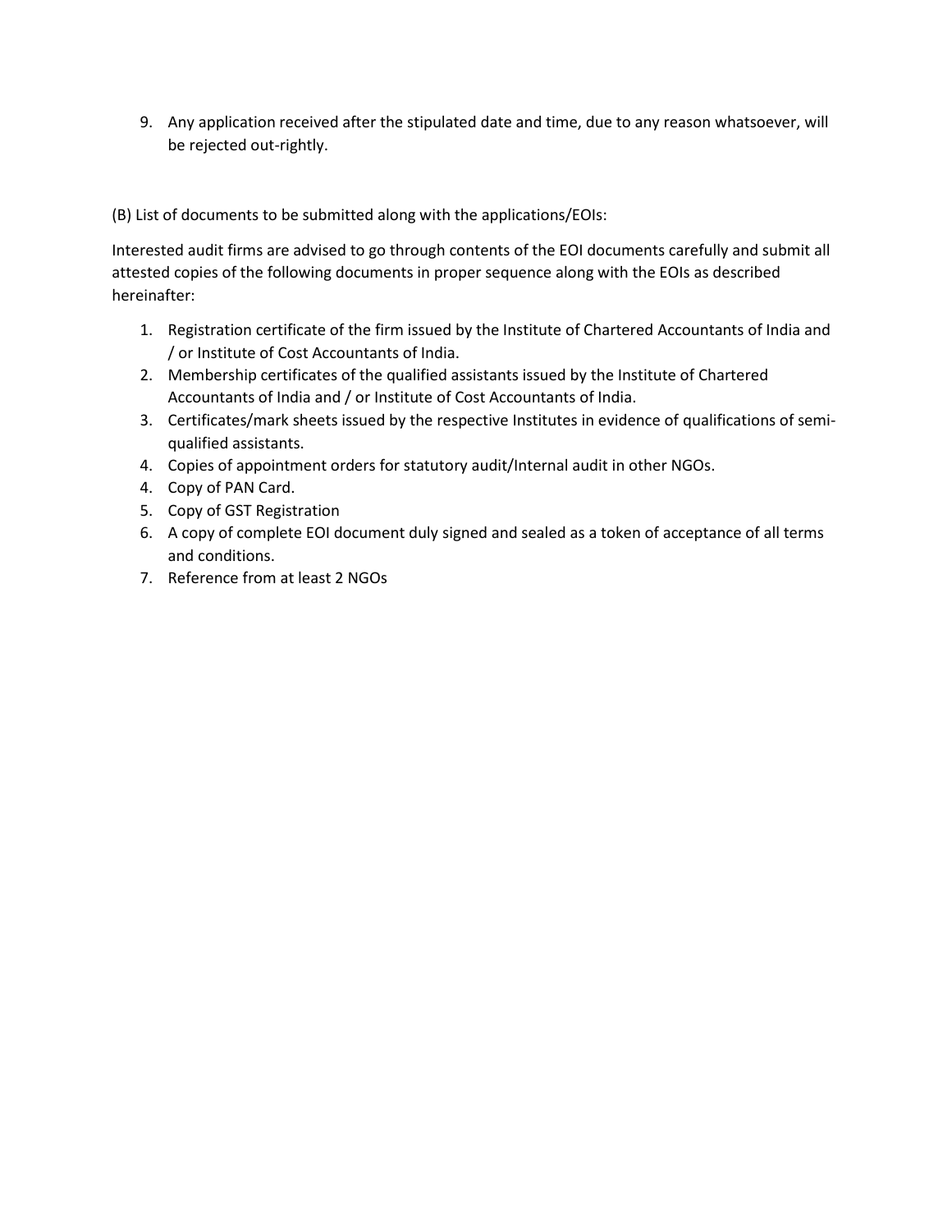9. Any application received after the stipulated date and time, due to any reason whatsoever, will be rejected out-rightly.

(B) List of documents to be submitted along with the applications/EOIs:

Interested audit firms are advised to go through contents of the EOI documents carefully and submit all attested copies of the following documents in proper sequence along with the EOIs as described hereinafter:

1. Registration certificate of the firm issued by the Institute of Chartered Accountants of India and / or Institute of Cost Accountants of India.
2. Membership certificates of the qualified assistants issued by the Institute of Chartered Accountants of India and / or Institute of Cost Accountants of India.
3. Certificates/mark sheets issued by the respective Institutes in evidence of qualifications of semi-qualified assistants.
4. Copies of appointment orders for statutory audit/Internal audit in other NGOs.
4. Copy of PAN Card.
5. Copy of GST Registration
6. A copy of complete EOI document duly signed and sealed as a token of acceptance of all terms and conditions.
7. Reference from at least 2 NGOs